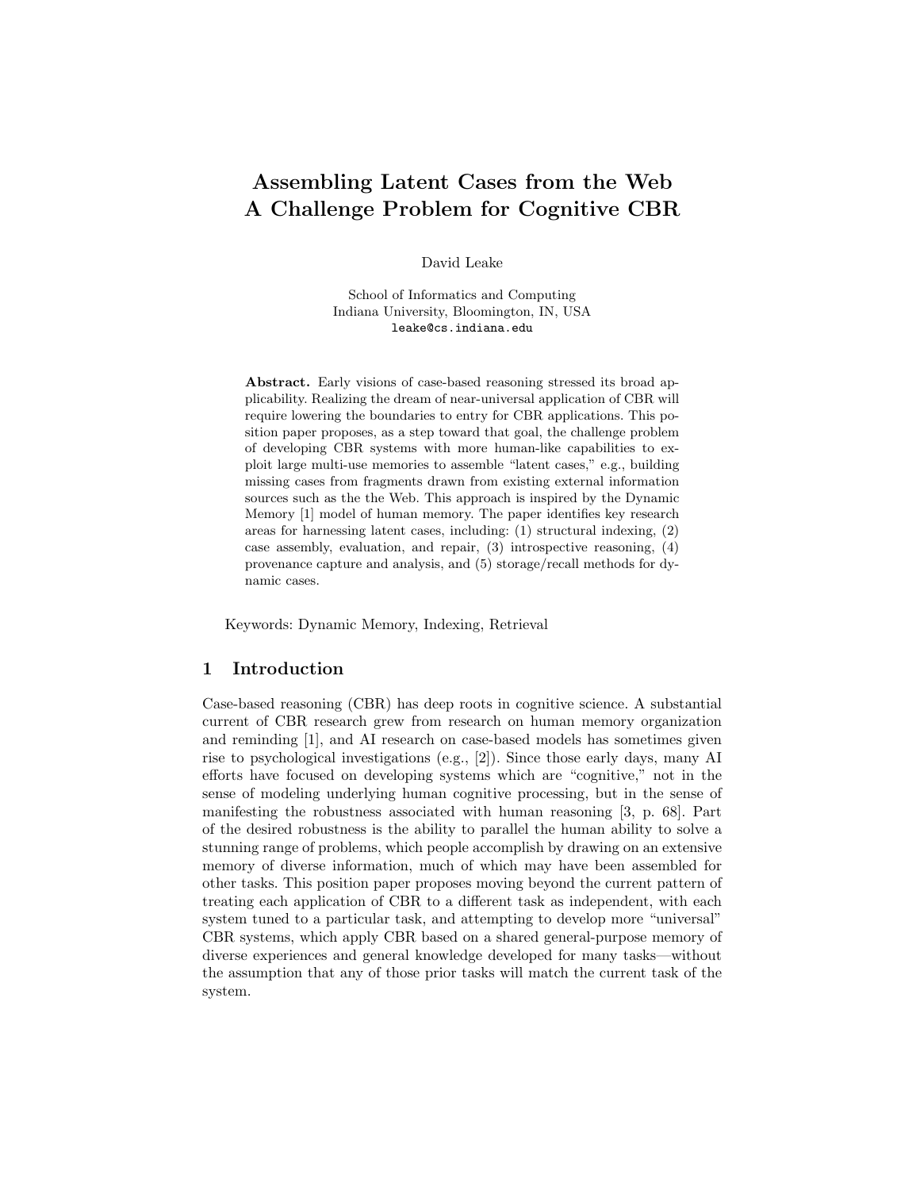# Assembling Latent Cases from the Web
# A Challenge Problem for Cognitive CBR

David Leake

School of Informatics and Computing
Indiana University, Bloomington, IN, USA
leake@cs.indiana.edu

**Abstract.** Early visions of case-based reasoning stressed its broad applicability. Realizing the dream of near-universal application of CBR will require lowering the boundaries to entry for CBR applications. This position paper proposes, as a step toward that goal, the challenge problem of developing CBR systems with more human-like capabilities to exploit large multi-use memories to assemble "latent cases," e.g., building missing cases from fragments drawn from existing external information sources such as the the Web. This approach is inspired by the Dynamic Memory [1] model of human memory. The paper identifies key research areas for harnessing latent cases, including: (1) structural indexing, (2) case assembly, evaluation, and repair, (3) introspective reasoning, (4) provenance capture and analysis, and (5) storage/recall methods for dynamic cases.

Keywords: Dynamic Memory, Indexing, Retrieval

## 1 Introduction

Case-based reasoning (CBR) has deep roots in cognitive science. A substantial current of CBR research grew from research on human memory organization and reminding [1], and AI research on case-based models has sometimes given rise to psychological investigations (e.g., [2]). Since those early days, many AI efforts have focused on developing systems which are "cognitive," not in the sense of modeling underlying human cognitive processing, but in the sense of manifesting the robustness associated with human reasoning [3, p. 68]. Part of the desired robustness is the ability to parallel the human ability to solve a stunning range of problems, which people accomplish by drawing on an extensive memory of diverse information, much of which may have been assembled for other tasks. This position paper proposes moving beyond the current pattern of treating each application of CBR to a different task as independent, with each system tuned to a particular task, and attempting to develop more "universal" CBR systems, which apply CBR based on a shared general-purpose memory of diverse experiences and general knowledge developed for many tasks—without the assumption that any of those prior tasks will match the current task of the system.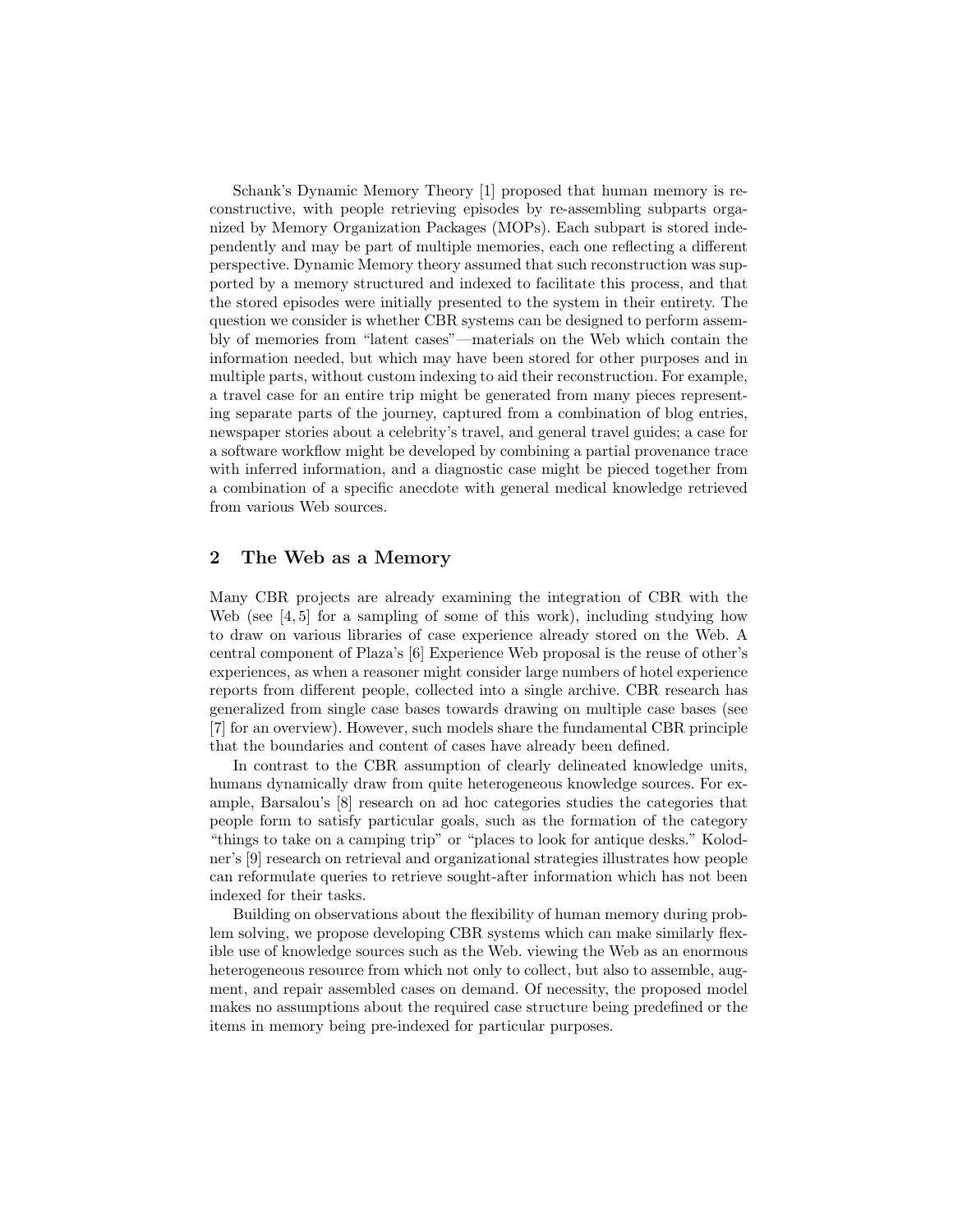Schank's Dynamic Memory Theory [1] proposed that human memory is reconstructive, with people retrieving episodes by re-assembling subparts organized by Memory Organization Packages (MOPs). Each subpart is stored independently and may be part of multiple memories, each one reflecting a different perspective. Dynamic Memory theory assumed that such reconstruction was supported by a memory structured and indexed to facilitate this process, and that the stored episodes were initially presented to the system in their entirety. The question we consider is whether CBR systems can be designed to perform assembly of memories from "latent cases"—materials on the Web which contain the information needed, but which may have been stored for other purposes and in multiple parts, without custom indexing to aid their reconstruction. For example, a travel case for an entire trip might be generated from many pieces representing separate parts of the journey, captured from a combination of blog entries, newspaper stories about a celebrity's travel, and general travel guides; a case for a software workflow might be developed by combining a partial provenance trace with inferred information, and a diagnostic case might be pieced together from a combination of a specific anecdote with general medical knowledge retrieved from various Web sources.

## 2 The Web as a Memory

Many CBR projects are already examining the integration of CBR with the Web (see [4, 5] for a sampling of some of this work), including studying how to draw on various libraries of case experience already stored on the Web. A central component of Plaza's [6] Experience Web proposal is the reuse of other's experiences, as when a reasoner might consider large numbers of hotel experience reports from different people, collected into a single archive. CBR research has generalized from single case bases towards drawing on multiple case bases (see [7] for an overview). However, such models share the fundamental CBR principle that the boundaries and content of cases have already been defined.

In contrast to the CBR assumption of clearly delineated knowledge units, humans dynamically draw from quite heterogeneous knowledge sources. For example, Barsalou's [8] research on ad hoc categories studies the categories that people form to satisfy particular goals, such as the formation of the category "things to take on a camping trip" or "places to look for antique desks." Kolodner's [9] research on retrieval and organizational strategies illustrates how people can reformulate queries to retrieve sought-after information which has not been indexed for their tasks.

Building on observations about the flexibility of human memory during problem solving, we propose developing CBR systems which can make similarly flexible use of knowledge sources such as the Web. viewing the Web as an enormous heterogeneous resource from which not only to collect, but also to assemble, augment, and repair assembled cases on demand. Of necessity, the proposed model makes no assumptions about the required case structure being predefined or the items in memory being pre-indexed for particular purposes.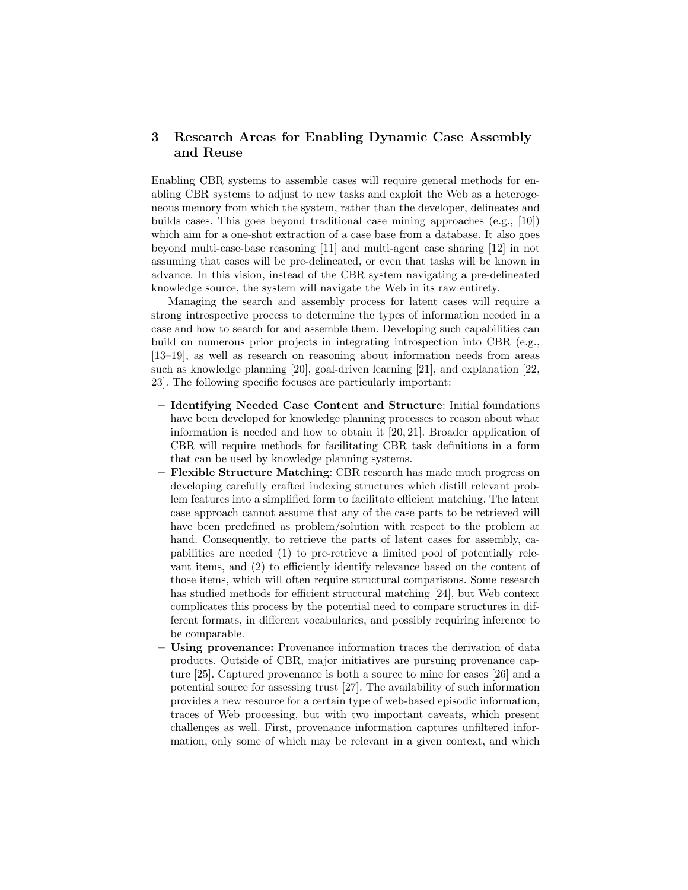## 3 Research Areas for Enabling Dynamic Case Assembly and Reuse

Enabling CBR systems to assemble cases will require general methods for enabling CBR systems to adjust to new tasks and exploit the Web as a heterogeneous memory from which the system, rather than the developer, delineates and builds cases. This goes beyond traditional case mining approaches (e.g., [10]) which aim for a one-shot extraction of a case base from a database. It also goes beyond multi-case-base reasoning [11] and multi-agent case sharing [12] in not assuming that cases will be pre-delineated, or even that tasks will be known in advance. In this vision, instead of the CBR system navigating a pre-delineated knowledge source, the system will navigate the Web in its raw entirety.

Managing the search and assembly process for latent cases will require a strong introspective process to determine the types of information needed in a case and how to search for and assemble them. Developing such capabilities can build on numerous prior projects in integrating introspection into CBR (e.g., [13–19], as well as research on reasoning about information needs from areas such as knowledge planning [20], goal-driven learning [21], and explanation [22, 23]. The following specific focuses are particularly important:

- **Identifying Needed Case Content and Structure**: Initial foundations have been developed for knowledge planning processes to reason about what information is needed and how to obtain it [20, 21]. Broader application of CBR will require methods for facilitating CBR task definitions in a form that can be used by knowledge planning systems.
- **Flexible Structure Matching**: CBR research has made much progress on developing carefully crafted indexing structures which distill relevant problem features into a simplified form to facilitate efficient matching. The latent case approach cannot assume that any of the case parts to be retrieved will have been predefined as problem/solution with respect to the problem at hand. Consequently, to retrieve the parts of latent cases for assembly, capabilities are needed (1) to pre-retrieve a limited pool of potentially relevant items, and (2) to efficiently identify relevance based on the content of those items, which will often require structural comparisons. Some research has studied methods for efficient structural matching [24], but Web context complicates this process by the potential need to compare structures in different formats, in different vocabularies, and possibly requiring inference to be comparable.
- **Using provenance:** Provenance information traces the derivation of data products. Outside of CBR, major initiatives are pursuing provenance capture [25]. Captured provenance is both a source to mine for cases [26] and a potential source for assessing trust [27]. The availability of such information provides a new resource for a certain type of web-based episodic information, traces of Web processing, but with two important caveats, which present challenges as well. First, provenance information captures unfiltered information, only some of which may be relevant in a given context, and which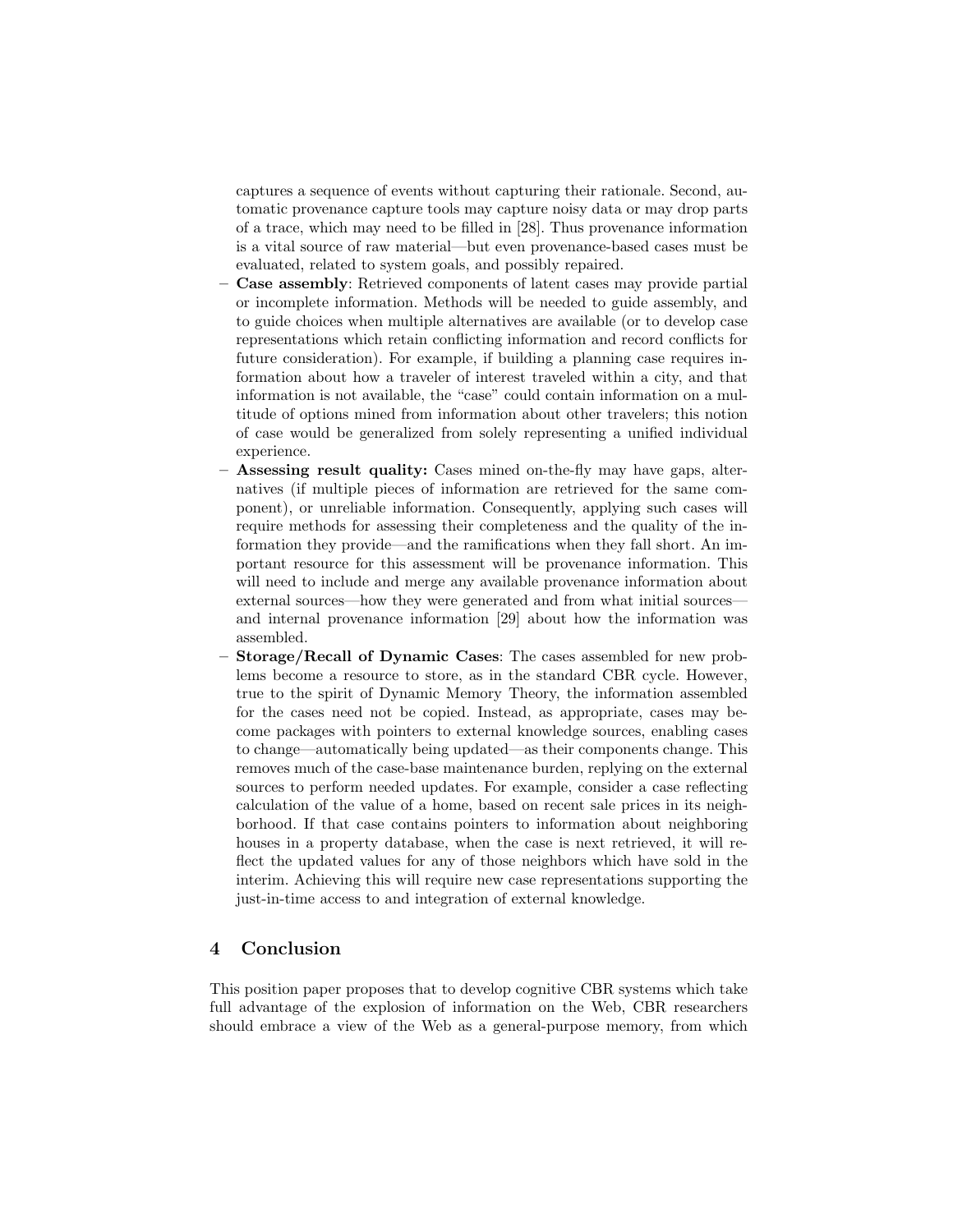captures a sequence of events without capturing their rationale. Second, automatic provenance capture tools may capture noisy data or may drop parts of a trace, which may need to be filled in [28]. Thus provenance information is a vital source of raw material—but even provenance-based cases must be evaluated, related to system goals, and possibly repaired.

- **Case assembly**: Retrieved components of latent cases may provide partial or incomplete information. Methods will be needed to guide assembly, and to guide choices when multiple alternatives are available (or to develop case representations which retain conflicting information and record conflicts for future consideration). For example, if building a planning case requires information about how a traveler of interest traveled within a city, and that information is not available, the "case" could contain information on a multitude of options mined from information about other travelers; this notion of case would be generalized from solely representing a unified individual experience.
- **Assessing result quality:** Cases mined on-the-fly may have gaps, alternatives (if multiple pieces of information are retrieved for the same component), or unreliable information. Consequently, applying such cases will require methods for assessing their completeness and the quality of the information they provide—and the ramifications when they fall short. An important resource for this assessment will be provenance information. This will need to include and merge any available provenance information about external sources—how they were generated and from what initial sources—and internal provenance information [29] about how the information was assembled.
- **Storage/Recall of Dynamic Cases**: The cases assembled for new problems become a resource to store, as in the standard CBR cycle. However, true to the spirit of Dynamic Memory Theory, the information assembled for the cases need not be copied. Instead, as appropriate, cases may become packages with pointers to external knowledge sources, enabling cases to change—automatically being updated—as their components change. This removes much of the case-base maintenance burden, replying on the external sources to perform needed updates. For example, consider a case reflecting calculation of the value of a home, based on recent sale prices in its neighborhood. If that case contains pointers to information about neighboring houses in a property database, when the case is next retrieved, it will reflect the updated values for any of those neighbors which have sold in the interim. Achieving this will require new case representations supporting the just-in-time access to and integration of external knowledge.

## 4 Conclusion

This position paper proposes that to develop cognitive CBR systems which take full advantage of the explosion of information on the Web, CBR researchers should embrace a view of the Web as a general-purpose memory, from which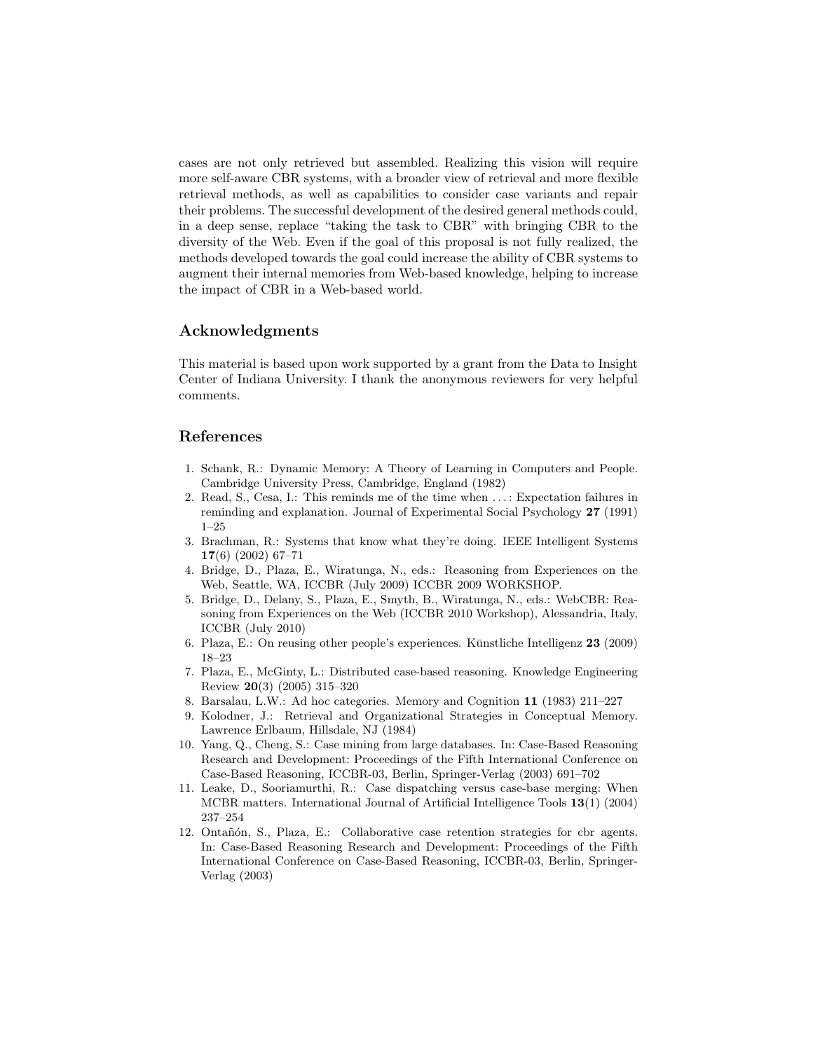cases are not only retrieved but assembled. Realizing this vision will require more self-aware CBR systems, with a broader view of retrieval and more flexible retrieval methods, as well as capabilities to consider case variants and repair their problems. The successful development of the desired general methods could, in a deep sense, replace "taking the task to CBR" with bringing CBR to the diversity of the Web. Even if the goal of this proposal is not fully realized, the methods developed towards the goal could increase the ability of CBR systems to augment their internal memories from Web-based knowledge, helping to increase the impact of CBR in a Web-based world.

## Acknowledgments

This material is based upon work supported by a grant from the Data to Insight Center of Indiana University. I thank the anonymous reviewers for very helpful comments.

## References

1. Schank, R.: Dynamic Memory: A Theory of Learning in Computers and People. Cambridge University Press, Cambridge, England (1982)
2. Read, S., Cesa, I.: This reminds me of the time when . . . : Expectation failures in reminding and explanation. Journal of Experimental Social Psychology **27** (1991) 1–25
3. Brachman, R.: Systems that know what they're doing. IEEE Intelligent Systems **17**(6) (2002) 67–71
4. Bridge, D., Plaza, E., Wiratunga, N., eds.: Reasoning from Experiences on the Web, Seattle, WA, ICCBR (July 2009) ICCBR 2009 WORKSHOP.
5. Bridge, D., Delany, S., Plaza, E., Smyth, B., Wiratunga, N., eds.: WebCBR: Reasoning from Experiences on the Web (ICCBR 2010 Workshop), Alessandria, Italy, ICCBR (July 2010)
6. Plaza, E.: On reusing other people's experiences. Kūnstliche Intelligenz **23** (2009) 18–23
7. Plaza, E., McGinty, L.: Distributed case-based reasoning. Knowledge Engineering Review **20**(3) (2005) 315–320
8. Barsalau, L.W.: Ad hoc categories. Memory and Cognition **11** (1983) 211–227
9. Kolodner, J.: Retrieval and Organizational Strategies in Conceptual Memory. Lawrence Erlbaum, Hillsdale, NJ (1984)
10. Yang, Q., Cheng, S.: Case mining from large databases. In: Case-Based Reasoning Research and Development: Proceedings of the Fifth International Conference on Case-Based Reasoning, ICCBR-03, Berlin, Springer-Verlag (2003) 691–702
11. Leake, D., Sooriamurthi, R.: Case dispatching versus case-base merging: When MCBR matters. International Journal of Artificial Intelligence Tools **13**(1) (2004) 237–254
12. Ontañón, S., Plaza, E.: Collaborative case retention strategies for cbr agents. In: Case-Based Reasoning Research and Development: Proceedings of the Fifth International Conference on Case-Based Reasoning, ICCBR-03, Berlin, Springer-Verlag (2003)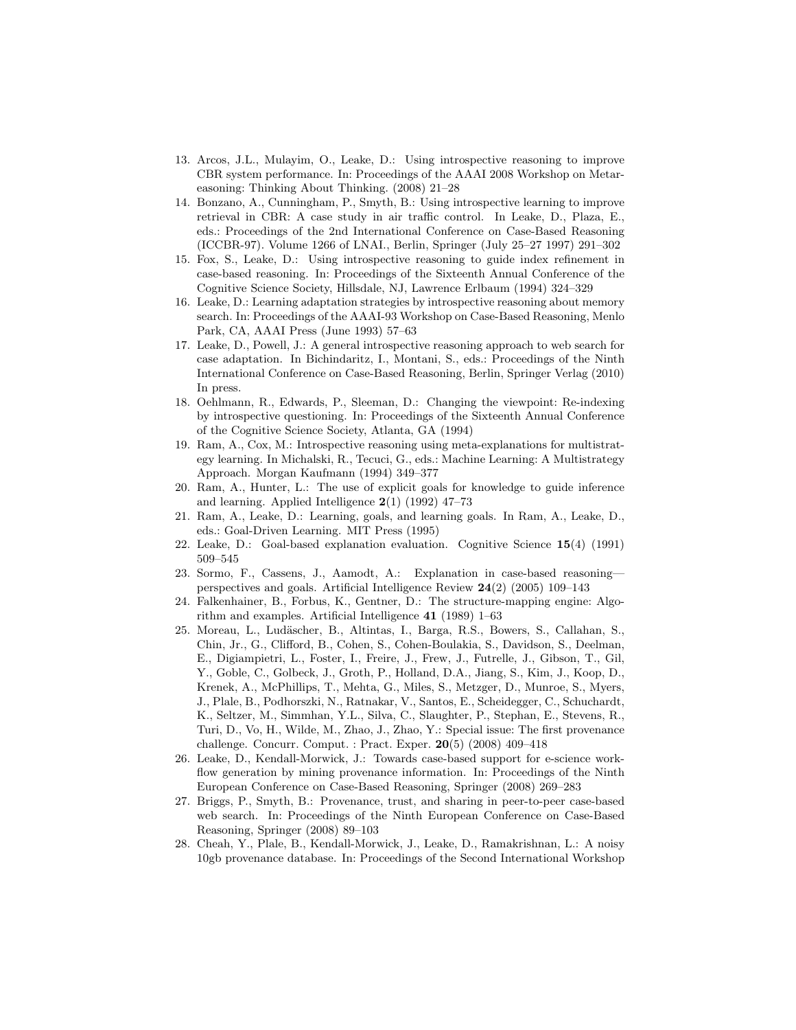13. Arcos, J.L., Mulayim, O., Leake, D.: Using introspective reasoning to improve CBR system performance. In: Proceedings of the AAAI 2008 Workshop on Metareasoning: Thinking About Thinking. (2008) 21–28
14. Bonzano, A., Cunningham, P., Smyth, B.: Using introspective learning to improve retrieval in CBR: A case study in air traffic control. In Leake, D., Plaza, E., eds.: Proceedings of the 2nd International Conference on Case-Based Reasoning (ICCBR-97). Volume 1266 of LNAI., Berlin, Springer (July 25–27 1997) 291–302
15. Fox, S., Leake, D.: Using introspective reasoning to guide index refinement in case-based reasoning. In: Proceedings of the Sixteenth Annual Conference of the Cognitive Science Society, Hillsdale, NJ, Lawrence Erlbaum (1994) 324–329
16. Leake, D.: Learning adaptation strategies by introspective reasoning about memory search. In: Proceedings of the AAAI-93 Workshop on Case-Based Reasoning, Menlo Park, CA, AAAI Press (June 1993) 57–63
17. Leake, D., Powell, J.: A general introspective reasoning approach to web search for case adaptation. In Bichindaritz, I., Montani, S., eds.: Proceedings of the Ninth International Conference on Case-Based Reasoning, Berlin, Springer Verlag (2010) In press.
18. Oehlmann, R., Edwards, P., Sleeman, D.: Changing the viewpoint: Re-indexing by introspective questioning. In: Proceedings of the Sixteenth Annual Conference of the Cognitive Science Society, Atlanta, GA (1994)
19. Ram, A., Cox, M.: Introspective reasoning using meta-explanations for multistrategy learning. In Michalski, R., Tecuci, G., eds.: Machine Learning: A Multistrategy Approach. Morgan Kaufmann (1994) 349–377
20. Ram, A., Hunter, L.: The use of explicit goals for knowledge to guide inference and learning. Applied Intelligence **2**(1) (1992) 47–73
21. Ram, A., Leake, D.: Learning, goals, and learning goals. In Ram, A., Leake, D., eds.: Goal-Driven Learning. MIT Press (1995)
22. Leake, D.: Goal-based explanation evaluation. Cognitive Science **15**(4) (1991) 509–545
23. Sormo, F., Cassens, J., Aamodt, A.: Explanation in case-based reasoning—perspectives and goals. Artificial Intelligence Review **24**(2) (2005) 109–143
24. Falkenhainer, B., Forbus, K., Gentner, D.: The structure-mapping engine: Algorithm and examples. Artificial Intelligence **41** (1989) 1–63
25. Moreau, L., Ludäscher, B., Altintas, I., Barga, R.S., Bowers, S., Callahan, S., Chin, Jr., G., Clifford, B., Cohen, S., Cohen-Boulakia, S., Davidson, S., Deelman, E., Digiampietri, L., Foster, I., Freire, J., Frew, J., Futrelle, J., Gibson, T., Gil, Y., Goble, C., Golbeck, J., Groth, P., Holland, D.A., Jiang, S., Kim, J., Koop, D., Krenek, A., McPhillips, T., Mehta, G., Miles, S., Metzger, D., Munroe, S., Myers, J., Plale, B., Podhorszki, N., Ratnakar, V., Santos, E., Scheidegger, C., Schuchardt, K., Seltzer, M., Simmhan, Y.L., Silva, C., Slaughter, P., Stephan, E., Stevens, R., Turi, D., Vo, H., Wilde, M., Zhao, J., Zhao, Y.: Special issue: The first provenance challenge. Concurr. Comput. : Pract. Exper. **20**(5) (2008) 409–418
26. Leake, D., Kendall-Morwick, J.: Towards case-based support for e-science workflow generation by mining provenance information. In: Proceedings of the Ninth European Conference on Case-Based Reasoning, Springer (2008) 269–283
27. Briggs, P., Smyth, B.: Provenance, trust, and sharing in peer-to-peer case-based web search. In: Proceedings of the Ninth European Conference on Case-Based Reasoning, Springer (2008) 89–103
28. Cheah, Y., Plale, B., Kendall-Morwick, J., Leake, D., Ramakrishnan, L.: A noisy 10gb provenance database. In: Proceedings of the Second International Workshop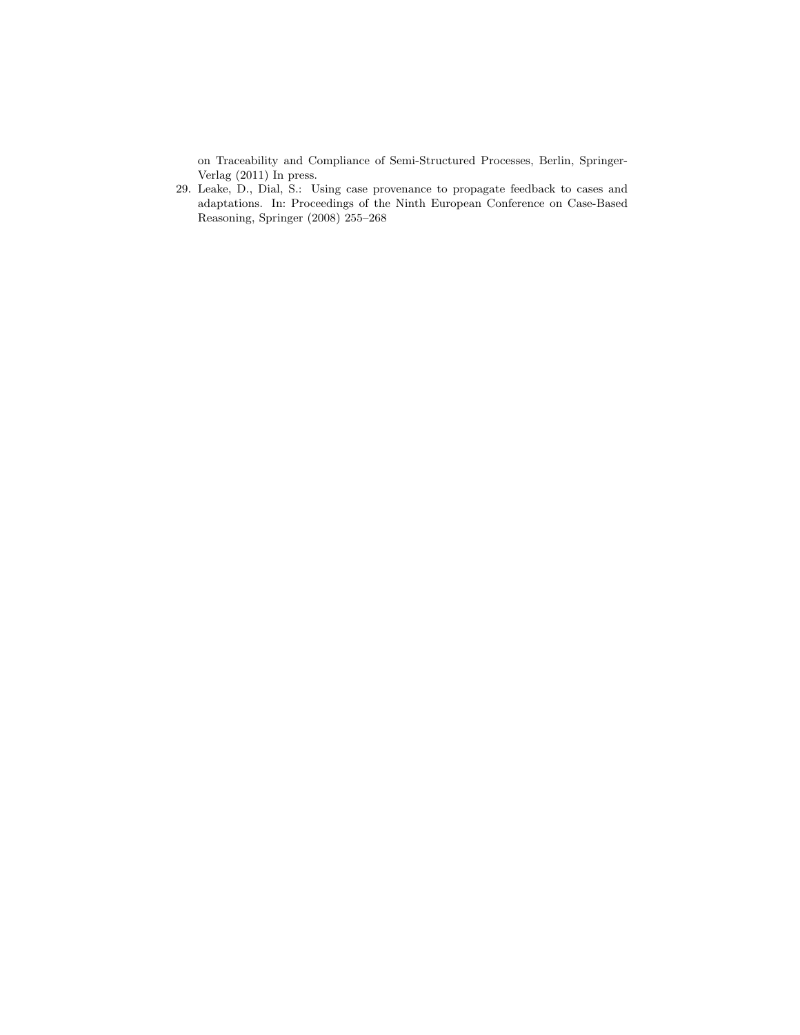on Traceability and Compliance of Semi-Structured Processes, Berlin, Springer-Verlag (2011) In press.

29. Leake, D., Dial, S.: Using case provenance to propagate feedback to cases and adaptations. In: Proceedings of the Ninth European Conference on Case-Based Reasoning, Springer (2008) 255–268